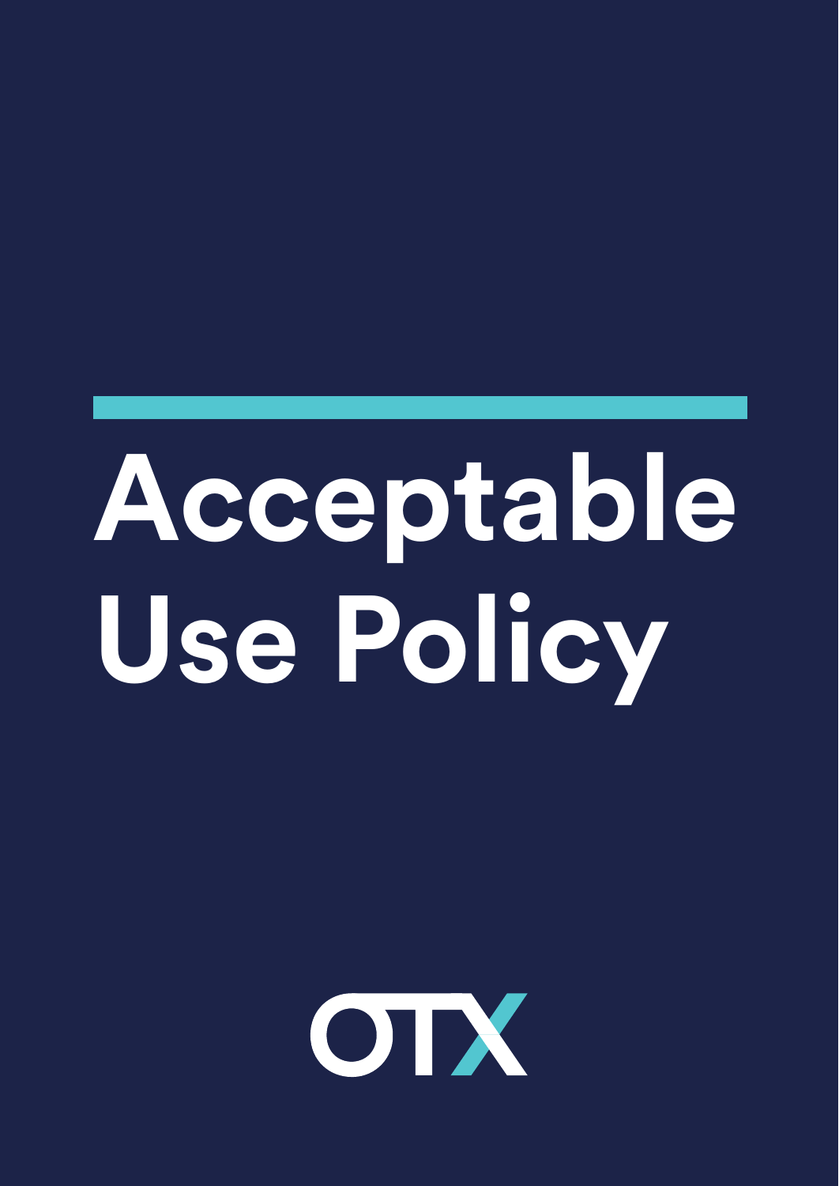# Acceptable Use Policy

OTX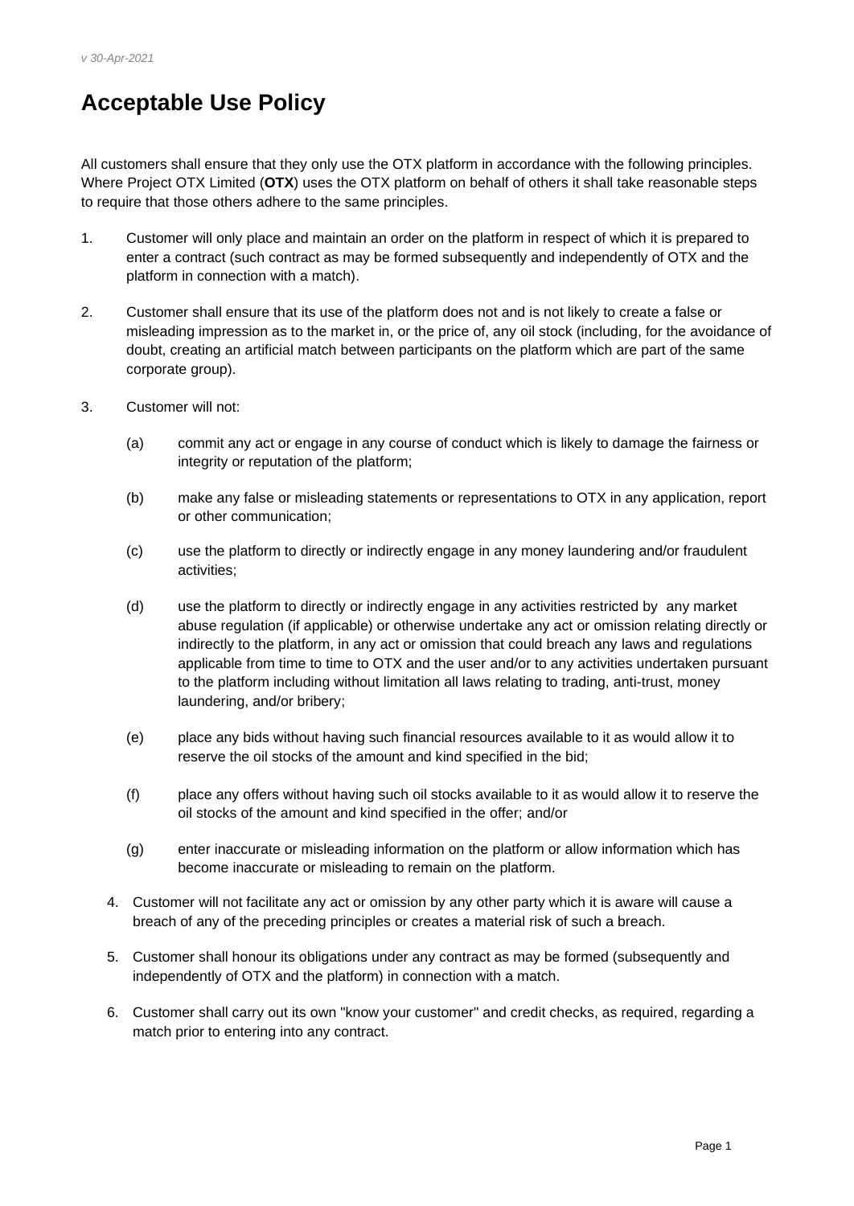*v 30-Apr-2021*

# Acceptable Use Policy

All customers shall ensure that they only use the OTX platform in accordance with the following principles. Where Project OTX Limited (**OTX**) uses the OTX platform on behalf of others it shall take reasonable steps to require that those others adhere to the same principles.

1. Customer will only place and maintain an order on the platform in respect of which it is prepared to enter a contract (such contract as may be formed subsequently and independently of OTX and the platform in connection with a match).

2. Customer shall ensure that its use of the platform does not and is not likely to create a false or misleading impression as to the market in, or the price of, any oil stock (including, for the avoidance of doubt, creating an artificial match between participants on the platform which are part of the same corporate group).

3. Customer will not:

   (a) commit any act or engage in any course of conduct which is likely to damage the fairness or integrity or reputation of the platform;

   (b) make any false or misleading statements or representations to OTX in any application, report or other communication;

   (c) use the platform to directly or indirectly engage in any money laundering and/or fraudulent activities;

   (d) use the platform to directly or indirectly engage in any activities restricted by any market abuse regulation (if applicable) or otherwise undertake any act or omission relating directly or indirectly to the platform, in any act or omission that could breach any laws and regulations applicable from time to time to OTX and the user and/or to any activities undertaken pursuant to the platform including without limitation all laws relating to trading, anti-trust, money laundering, and/or bribery;

   (e) place any bids without having such financial resources available to it as would allow it to reserve the oil stocks of the amount and kind specified in the bid;

   (f) place any offers without having such oil stocks available to it as would allow it to reserve the oil stocks of the amount and kind specified in the offer; and/or

   (g) enter inaccurate or misleading information on the platform or allow information which has become inaccurate or misleading to remain on the platform.

4. Customer will not facilitate any act or omission by any other party which it is aware will cause a breach of any of the preceding principles or creates a material risk of such a breach.

5. Customer shall honour its obligations under any contract as may be formed (subsequently and independently of OTX and the platform) in connection with a match.

6. Customer shall carry out its own "know your customer" and credit checks, as required, regarding a match prior to entering into any contract.